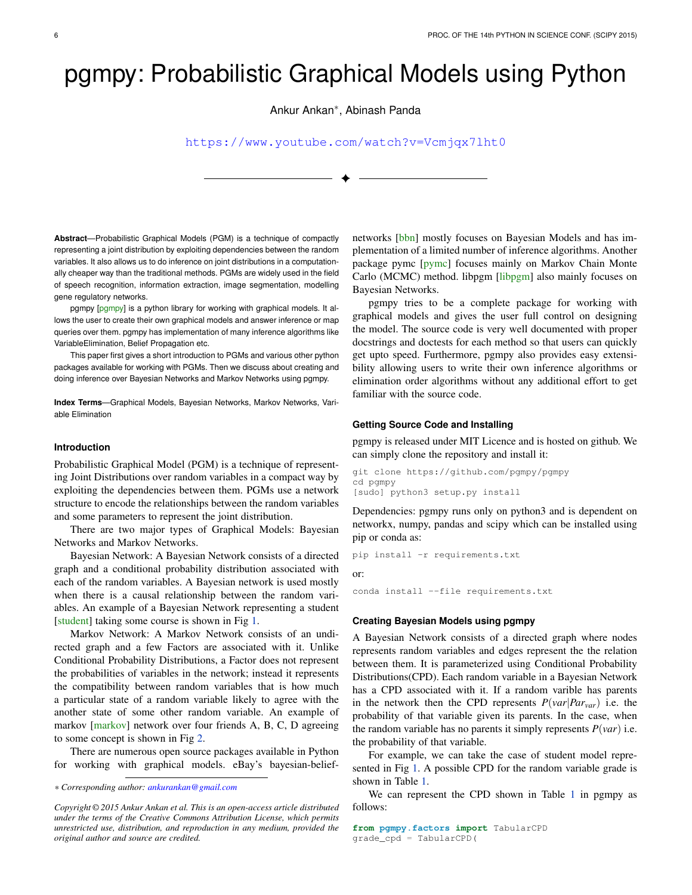# pgmpy: Probabilistic Graphical Models using Python

Ankur Ankan∗, Abinash Panda

https://www.youtube.com/watch?v=Vcmjqx7lht0

---

**Abstract**—Probabilistic Graphical Models (PGM) is a technique of compactly representing a joint distribution by exploiting dependencies between the random variables. It also allows us to do inference on joint distributions in a computationally cheaper way than the traditional methods. PGMs are widely used in the field of speech recognition, information extraction, image segmentation, modelling gene regulatory networks.

pgmpy [pgmpy] is a python library for working with graphical models. It allows the user to create their own graphical models and answer inference or map queries over them. pgmpy has implementation of many inference algorithms like VariableElimination, Belief Propagation etc.

This paper first gives a short introduction to PGMs and various other python packages available for working with PGMs. Then we discuss about creating and doing inference over Bayesian Networks and Markov Networks using pgmpy.

**Index Terms**—Graphical Models, Bayesian Networks, Markov Networks, Variable Elimination

### Introduction

Probabilistic Graphical Model (PGM) is a technique of representing Joint Distributions over random variables in a compact way by exploiting the dependencies between them. PGMs use a network structure to encode the relationships between the random variables and some parameters to represent the joint distribution.

There are two major types of Graphical Models: Bayesian Networks and Markov Networks.

Bayesian Network: A Bayesian Network consists of a directed graph and a conditional probability distribution associated with each of the random variables. A Bayesian network is used mostly when there is a causal relationship between the random variables. An example of a Bayesian Network representing a student [student] taking some course is shown in Fig 1.

Markov Network: A Markov Network consists of an undirected graph and a few Factors are associated with it. Unlike Conditional Probability Distributions, a Factor does not represent the probabilities of variables in the network; instead it represents the compatibility between random variables that is how much a particular state of a random variable likely to agree with the another state of some other random variable. An example of markov [markov] network over four friends A, B, C, D agreeing to some concept is shown in Fig 2.

There are numerous open source packages available in Python for working with graphical models. eBay's bayesian-belief-networks [bbn] mostly focuses on Bayesian Models and has implementation of a limited number of inference algorithms. Another package pymc [pymc] focuses mainly on Markov Chain Monte Carlo (MCMC) method. libpgm [libpgm] also mainly focuses on Bayesian Networks.

pgmpy tries to be a complete package for working with graphical models and gives the user full control on designing the model. The source code is very well documented with proper docstrings and doctests for each method so that users can quickly get upto speed. Furthermore, pgmpy also provides easy extensibility allowing users to write their own inference algorithms or elimination order algorithms without any additional effort to get familiar with the source code.

∗ *Corresponding author: ankurankan@gmail.com*

*Copyright © 2015 Ankur Ankan et al. This is an open-access article distributed under the terms of the Creative Commons Attribution License, which permits unrestricted use, distribution, and reproduction in any medium, provided the original author and source are credited.*

### Getting Source Code and Installing

pgmpy is released under MIT Licence and is hosted on github. We can simply clone the repository and install it:

```
git clone https://github.com/pgmpy/pgmpy
cd pgmpy
[sudo] python3 setup.py install
```

Dependencies: pgmpy runs only on python3 and is dependent on networkx, numpy, pandas and scipy which can be installed using pip or conda as:

```
pip install -r requirements.txt
```

or:

```
conda install --file requirements.txt
```

### Creating Bayesian Models using pgmpy

A Bayesian Network consists of a directed graph where nodes represents random variables and edges represent the the relation between them. It is parameterized using Conditional Probability Distributions(CPD). Each random variable in a Bayesian Network has a CPD associated with it. If a random varible has parents in the network then the CPD represents $P(var|Par_{var})$ i.e. the probability of that variable given its parents. In the case, when the random variable has no parents it simply represents $P(var)$ i.e. the probability of that variable.

For example, we can take the case of student model represented in Fig 1. A possible CPD for the random variable grade is shown in Table 1.

We can represent the CPD shown in Table 1 in pgmpy as follows:

```
from pgmpy.factors import TabularCPD
grade_cpd = TabularCPD(
```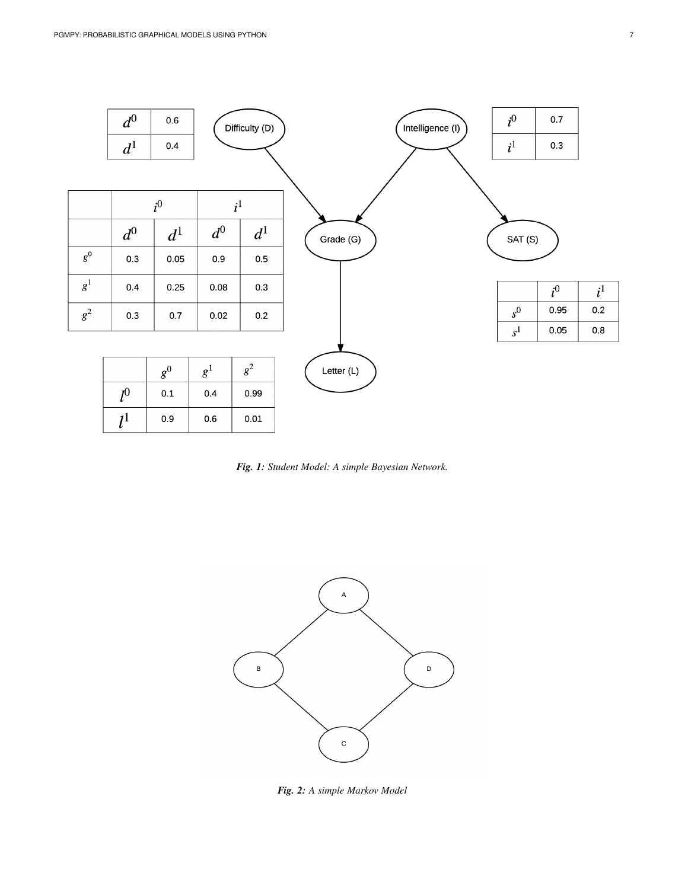| | |
|---|---|
| $d^0$ | 0.6 |
| $d^1$ | 0.4 |

| | |
|---|---|
| $i^0$ | 0.7 |
| $i^1$ | 0.3 |

| | $i^0$ | | $i^1$ | |
|---|---|---|---|---|
| | $d^0$ | $d^1$ | $d^0$ | $d^1$ |
| $g^0$ | 0.3 | 0.05 | 0.9 | 0.5 |
| $g^1$ | 0.4 | 0.25 | 0.08 | 0.3 |
| $g^2$ | 0.3 | 0.7 | 0.02 | 0.2 |

| | $i^0$ | $i^1$ |
|---|---|---|
| $s^0$ | 0.95 | 0.2 |
| $s^1$ | 0.05 | 0.8 |

| | $g^0$ | $g^1$ | $g^2$ |
|---|---|---|---|
| $l^0$ | 0.1 | 0.4 | 0.99 |
| $l^1$ | 0.9 | 0.6 | 0.01 |

***Fig. 1:*** *Student Model: A simple Bayesian Network.*

***Fig. 2:*** *A simple Markov Model*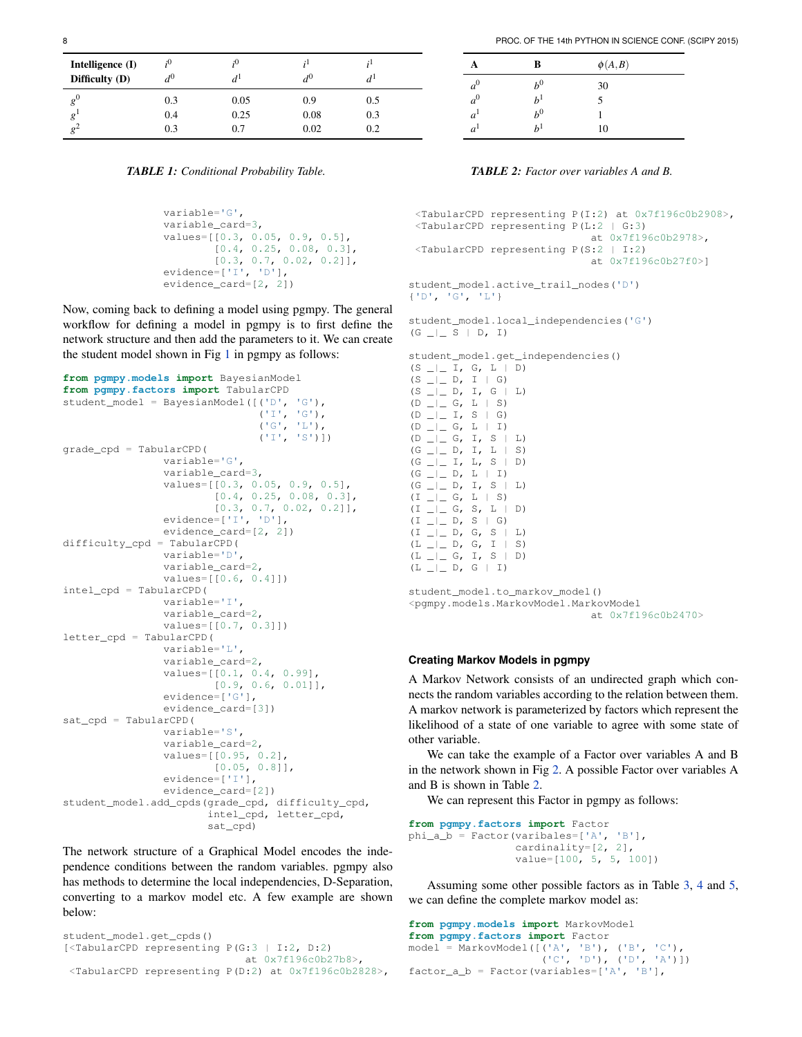| Intelligence (I) | $i^0$ | $i^0$ | $i^1$ | $i^1$ |
|---|---|---|---|---|
| Difficulty (D) | $d^0$ | $d^1$ | $d^0$ | $d^1$ |
| $g^0$ | 0.3 | 0.05 | 0.9 | 0.5 |
| $g^1$ | 0.4 | 0.25 | 0.08 | 0.3 |
| $g^2$ | 0.3 | 0.7 | 0.02 | 0.2 |

*TABLE 1: Conditional Probability Table.*

| A | B | $\phi(A,B)$ |
|---|---|---|
| $a^0$ | $b^0$ | 30 |
| $a^0$ | $b^1$ | 5 |
| $a^1$ | $b^0$ | 1 |
| $a^1$ | $b^1$ | 10 |

*TABLE 2: Factor over variables A and B.*

```
                variable='G',
                variable_card=3,
                values=[[0.3, 0.05, 0.9, 0.5],
                        [0.4, 0.25, 0.08, 0.3],
                        [0.3, 0.7, 0.02, 0.2]],
                evidence=['I', 'D'],
                evidence_card=[2, 2])
```

Now, coming back to defining a model using pgmpy. The general workflow for defining a model in pgmpy is to first define the network structure and then add the parameters to it. We can create the student model shown in Fig 1 in pgmpy as follows:

```
from pgmpy.models import BayesianModel
from pgmpy.factors import TabularCPD
student_model = BayesianModel([('D', 'G'),
                               ('I', 'G'),
                               ('G', 'L'),
                               ('I', 'S')])
grade_cpd = TabularCPD(
                variable='G',
                variable_card=3,
                values=[[0.3, 0.05, 0.9, 0.5],
                        [0.4, 0.25, 0.08, 0.3],
                        [0.3, 0.7, 0.02, 0.2]],
                evidence=['I', 'D'],
                evidence_card=[2, 2])
difficulty_cpd = TabularCPD(
                variable='D',
                variable_card=2,
                values=[[0.6, 0.4]])
intel_cpd = TabularCPD(
                variable='I',
                variable_card=2,
                values=[[0.7, 0.3]])
letter_cpd = TabularCPD(
                variable='L',
                variable_card=2,
                values=[[0.1, 0.4, 0.99],
                        [0.9, 0.6, 0.01]],
                evidence=['G'],
                evidence_card=[3])
sat_cpd = TabularCPD(
                variable='S',
                variable_card=2,
                values=[[0.95, 0.2],
                        [0.05, 0.8]],
                evidence=['I'],
                evidence_card=[2])
student_model.add_cpds(grade_cpd, difficulty_cpd,
                       intel_cpd, letter_cpd,
                       sat_cpd)
```

The network structure of a Graphical Model encodes the independence conditions between the random variables. pgmpy also has methods to determine the local independencies, D-Separation, converting to a markov model etc. A few example are shown below:

```
student_model.get_cpds()
[<TabularCPD representing P(G:3 | I:2, D:2)
                                at 0x7f196c0b27b8>,
 <TabularCPD representing P(D:2) at 0x7f196c0b2828>,
 <TabularCPD representing P(I:2) at 0x7f196c0b2908>,
 <TabularCPD representing P(L:2 | G:3)
                                at 0x7f196c0b2978>,
 <TabularCPD representing P(S:2 | I:2)
                                at 0x7f196c0b27f0>]

student_model.active_trail_nodes('D')
{'D', 'G', 'L'}

student_model.local_independencies('G')
(G _|_ S | D, I)

student_model.get_independencies()
(S _|_ I, G, L | D)
(S _|_ D, I | G)
(S _|_ D, I, G | L)
(D _|_ G, L | S)
(D _|_ I, S | G)
(D _|_ G, L | I)
(D _|_ G, I, S | L)
(G _|_ D, I, L | S)
(G _|_ I, L, S | D)
(G _|_ D, L | I)
(G _|_ D, I, S | L)
(I _|_ G, L | S)
(I _|_ G, S, L | D)
(I _|_ D, S | G)
(I _|_ D, G, S | L)
(L _|_ D, G, I | S)
(L _|_ G, I, S | D)
(L _|_ D, G | I)

student_model.to_markov_model()
<pgmpy.models.MarkovModel.MarkovModel
                                at 0x7f196c0b2470>
```

### Creating Markov Models in pgmpy

A Markov Network consists of an undirected graph which connects the random variables according to the relation between them. A markov network is parameterized by factors which represent the likelihood of a state of one variable to agree with some state of other variable.

We can take the example of a Factor over variables A and B in the network shown in Fig 2. A possible Factor over variables A and B is shown in Table 2.

We can represent this Factor in pgmpy as follows:

```
from pgmpy.factors import Factor
phi_a_b = Factor(varibales=['A', 'B'],
                 cardinality=[2, 2],
                 value=[100, 5, 5, 100])
```

Assuming some other possible factors as in Table 3, 4 and 5, we can define the complete markov model as:

```
from pgmpy.models import MarkovModel
from pgmpy.factors import Factor
model = MarkovModel([('A', 'B'), ('B', 'C'),
                     ('C', 'D'), ('D', 'A')])
factor_a_b = Factor(variables=['A', 'B'],
```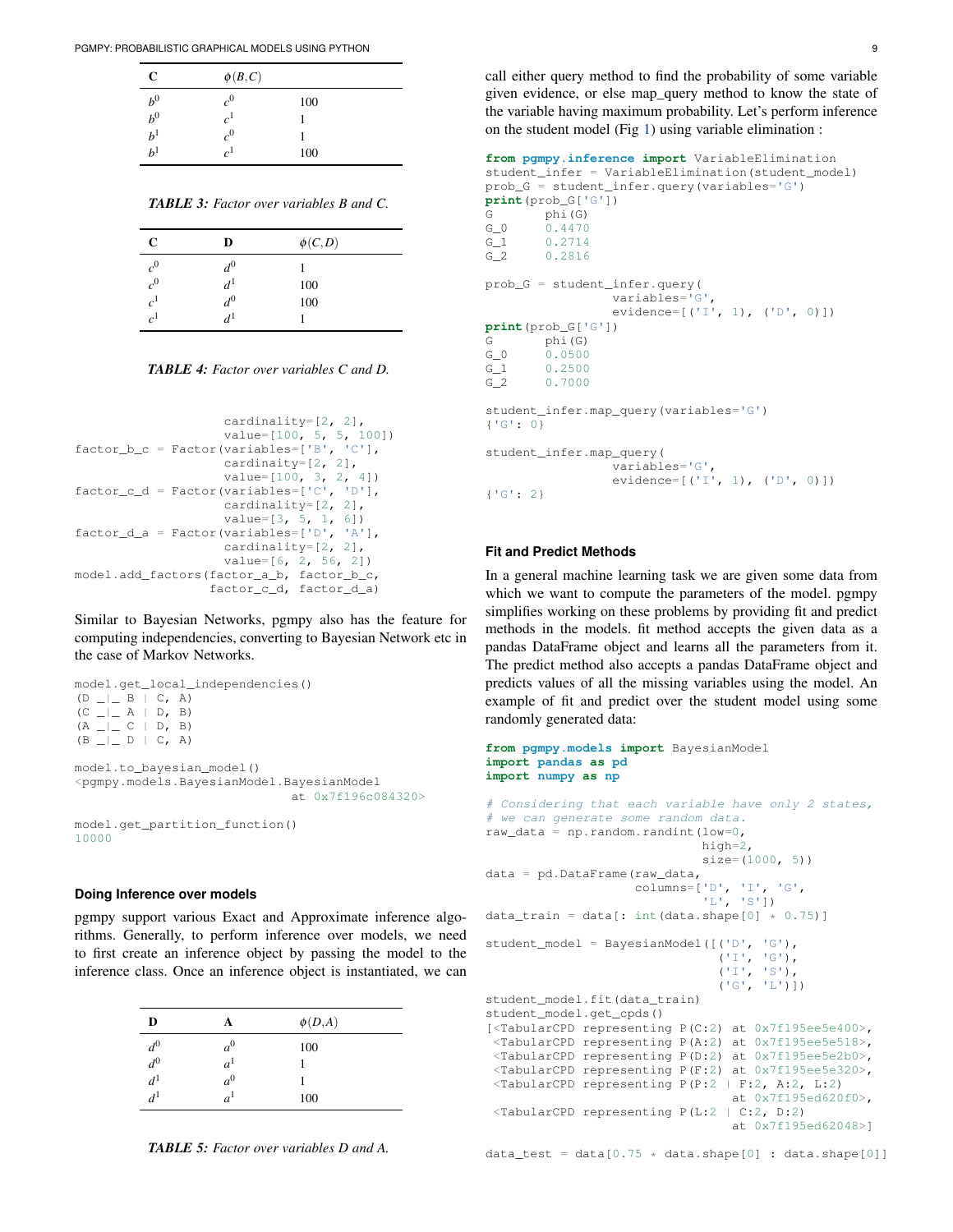| C | $\phi(B,C)$ | |
|---|---|---|
| $b^0$ | $c^0$ | 100 |
| $b^0$ | $c^1$ | 1 |
| $b^1$ | $c^0$ | 1 |
| $b^1$ | $c^1$ | 100 |

***TABLE 3:** Factor over variables B and C.*

| C | D | $\phi(C,D)$ |
|---|---|---|
| $c^0$ | $d^0$ | 1 |
| $c^0$ | $d^1$ | 100 |
| $c^1$ | $d^0$ | 100 |
| $c^1$ | $d^1$ | 1 |

***TABLE 4:** Factor over variables C and D.*

```
                    cardinality=[2, 2],
                    value=[100, 5, 5, 100])
factor_b_c = Factor(variables=['B', 'C'],
                    cardinaity=[2, 2],
                    value=[100, 3, 2, 4])
factor_c_d = Factor(variables=['C', 'D'],
                    cardinality=[2, 2],
                    value=[3, 5, 1, 6])
factor_d_a = Factor(variables=['D', 'A'],
                    cardinality=[2, 2],
                    value=[6, 2, 56, 2])
model.add_factors(factor_a_b, factor_b_c,
                  factor_c_d, factor_d_a)
```

Similar to Bayesian Networks, pgmpy also has the feature for computing independencies, converting to Bayesian Network etc in the case of Markov Networks.

```
model.get_local_independencies()
(D _|_ B | C, A)
(C _|_ A | D, B)
(A _|_ C | D, B)
(B _|_ D | C, A)

model.to_bayesian_model()
<pgmpy.models.BayesianModel.BayesianModel
                                at 0x7f196c084320>

model.get_partition_function()
10000
```

#### Doing Inference over models

pgmpy support various Exact and Approximate inference algorithms. Generally, to perform inference over models, we need to first create an inference object by passing the model to the inference class. Once an inference object is instantiated, we can call either query method to find the probability of some variable given evidence, or else map_query method to know the state of the variable having maximum probability. Let's perform inference on the student model (Fig 1) using variable elimination :

```
from pgmpy.inference import VariableElimination
student_infer = VariableElimination(student_model)
prob_G = student_infer.query(variables='G')
print(prob_G['G'])
G       phi(G)
G_0     0.4470
G_1     0.2714
G_2     0.2816

prob_G = student_infer.query(
                 variables='G',
                 evidence=[('I', 1), ('D', 0)])
print(prob_G['G'])
G       phi(G)
G_0     0.0500
G_1     0.2500
G_2     0.7000

student_infer.map_query(variables='G')
{'G': 0}

student_infer.map_query(
                 variables='G',
                 evidence=[('I', 1), ('D', 0)])
{'G': 2}
```

| D | A | $\phi(D,A)$ |
|---|---|---|
| $d^0$ | $a^0$ | 100 |
| $d^0$ | $a^1$ | 1 |
| $d^1$ | $a^0$ | 1 |
| $d^1$ | $a^1$ | 100 |

***TABLE 5:** Factor over variables D and A.*

#### Fit and Predict Methods

In a general machine learning task we are given some data from which we want to compute the parameters of the model. pgmpy simplifies working on these problems by providing fit and predict methods in the models. fit method accepts the given data as a pandas DataFrame object and learns all the parameters from it. The predict method also accepts a pandas DataFrame object and predicts values of all the missing variables using the model. An example of fit and predict over the student model using some randomly generated data:

```
from pgmpy.models import BayesianModel
import pandas as pd
import numpy as np

# Considering that each variable have only 2 states,
# we can generate some random data.
raw_data = np.random.randint(low=0,
                             high=2,
                             size=(1000, 5))
data = pd.DataFrame(raw_data,
                    columns=['D', 'I', 'G',
                             'L', 'S'])
data_train = data[: int(data.shape[0] * 0.75)]

student_model = BayesianModel([('D', 'G'),
                               ('I', 'G'),
                               ('I', 'S'),
                               ('G', 'L')])
student_model.fit(data_train)
student_model.get_cpds()
[<TabularCPD representing P(C:2) at 0x7f195ee5e400>,
 <TabularCPD representing P(A:2) at 0x7f195ee5e518>,
 <TabularCPD representing P(D:2) at 0x7f195ee5e2b0>,
 <TabularCPD representing P(F:2) at 0x7f195ee5e320>,
 <TabularCPD representing P(P:2 | F:2, A:2, L:2)
                               at 0x7f195ed620f0>,
 <TabularCPD representing P(L:2 | C:2, D:2)
                               at 0x7f195ed62048>]

data_test = data[0.75 * data.shape[0] : data.shape[0]]
```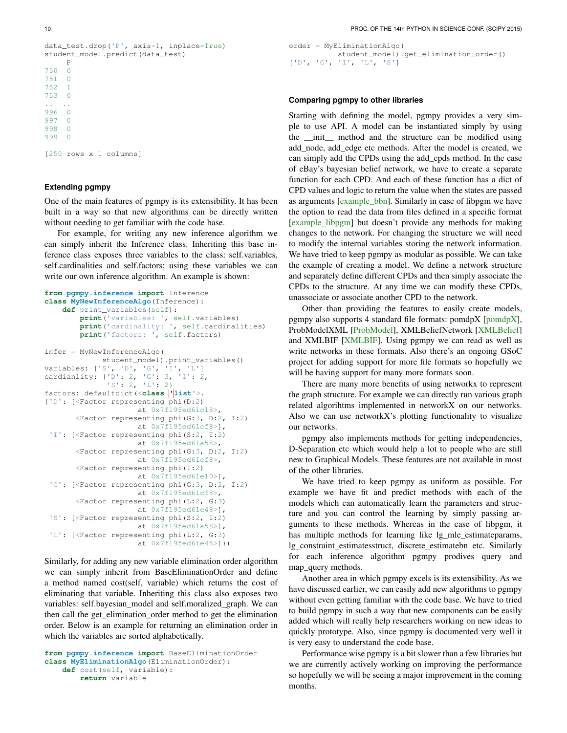```
data_test.drop('P', axis=1, inplace=True)
student_model.predict(data_test)
     P
750  0
751  0
752  1
753  0
..  ..
996  0
997  0
998  0
999  0

[250 rows x 1 columns]
```

### Extending pgmpy

One of the main features of pgmpy is its extensibility. It has been built in a way so that new algorithms can be directly written without needing to get familiar with the code base.

For example, for writing any new inference algorithm we can simply inherit the Inference class. Inheriting this base inference class exposes three variables to the class: self.variables, self.cardinalities and self.factors; using these variables we can write our own inference algorithm. An example is shown:

```
from pgmpy.inference import Inference
class MyNewInferenceAlgo(Inference):
    def print_variables(self):
        print('variables: ', self.variables)
        print('cardinality: ', self.cardinalities)
        print('factors: ', self.factors)

infer = MyNewInferenceAlgo(
            student_model).print_variables()
variables: ['S', 'D', 'G', 'I', 'L']
cardianlity: {'D': 2, 'G': 3, 'I': 2,
              'S': 2, 'L': 2}
factors: defaultdict(<class 'list'>,
{'D': [<Factor representing phi(D:2)
                    at 0x7f195ed61c18>,
       <Factor representing phi(G:3, D:2, I:2)
                    at 0x7f195ed61cf8>],
 'I': [<Factor representing phi(S:2, I:2)
                    at 0x7f195ed61a58>,
       <Factor representing phi(G:3, D:2, I:2)
                    at 0x7f195ed61cf8>,
       <Factor representing phi(I:2)
                    at 0x7f195ed61e10>],
 'G': [<Factor representing phi(G:3, D:2, I:2)
                    at 0x7f195ed61cf8>,
       <Factor representing phi(L:2, G:3)
                    at 0x7f195ed61e48>],
 'S': [<Factor representing phi(S:2, I:2)
                    at 0x7f195ed61a58>],
 'L': [<Factor representing phi(L:2, G:3)
                    at 0x7f195ed61e48>]})
```

Similarly, for adding any new variable elimination order algorithm we can simply inherit from BaseEliminationOrder and define a method named cost(self, variable) which returns the cost of eliminating that variable. Inheriting this class also exposes two variables: self.bayesian_model and self.moralized_graph. We can then call the get_elimination_order method to get the elimination order. Below is an example for returning an elimination order in which the variables are sorted alphabetically.

```
from pgmpy.inference import BaseEliminationOrder
class MyEliminationAlgo(EliminationOrder):
    def cost(self, variable):
        return variable
```

```
order = MyEliminationAlgo(
            student_model).get_elimination_order()
['D', 'G', 'I', 'L', 'S']
```

### Comparing pgmpy to other libraries

Starting with defining the model, pgmpy provides a very simple to use API. A model can be instantiated simply by using the __init__ method and the structure can be modified using add_node, add_edge etc methods. After the model is created, we can simply add the CPDs using the add_cpds method. In the case of eBay's bayesian belief network, we have to create a separate function for each CPD. And each of these function has a dict of CPD values and logic to return the value when the states are passed as arguments [example_bbn]. Similarly in case of libpgm we have the option to read the data from files defined in a specific format [example_libpgm] but doesn't provide any methods for making changes to the network. For changing the structure we will need to modify the internal variables storing the network information. We have tried to keep pgmpy as modular as possible. We can take the example of creating a model. We define a network structure and separately define different CPDs and then simply associate the CPDs to the structure. At any time we can modify these CPDs, unassociate or associate another CPD to the network.

Other than providing the features to easily create models, pgmpy also supports 4 standard file formats: pomdpX [pomdpX], ProbModelXML [ProbModel], XMLBeliefNetwork [XMLBelief] and XMLBIF [XMLBIF]. Using pgmpy we can read as well as write networks in these formats. Also there's an ongoing GSoC project for adding support for more file formats so hopefully we will be having support for many more formats soon.

There are many more benefits of using networkx to represent the graph structure. For example we can directly run various graph related algorihtms implemented in networkX on our networks. Also we can use networkX's plotting functionality to visualize our networks.

pgmpy also implements methods for getting independencies, D-Separation etc which would help a lot to people who are still new to Graphical Models. These features are not available in most of the other libraries.

We have tried to keep pgmpy as uniform as possible. For example we have fit and predict methods with each of the models which can automatically learn the parameters and structure and you can control the learning by simply passing arguments to these methods. Whereas in the case of libpgm, it has multiple methods for learning like lg_mle_estimateparams, lg_constraint_estimatesstruct, discrete_estimatebn etc. Similarly for each inference algorithm pgmpy prodives query and map_query methods.

Another area in which pgmpy excels is its extensibility. As we have discussed earlier, we can easily add new algorithms to pgmpy without even getting familiar with the code base. We have to tried to build pgmpy in such a way that new components can be easily added which will really help researchers working on new ideas to quickly prototype. Also, since pgmpy is documented very well it is very easy to understand the code base.

Performance wise pgmpy is a bit slower than a few libraries but we are currently actively working on improving the performance so hopefully we will be seeing a major improvement in the coming months.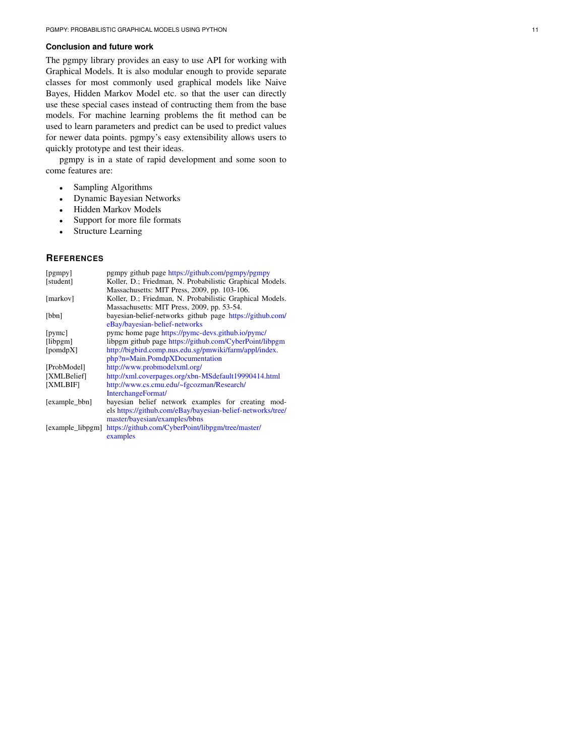### Conclusion and future work

The pgmpy library provides an easy to use API for working with Graphical Models. It is also modular enough to provide separate classes for most commonly used graphical models like Naive Bayes, Hidden Markov Model etc. so that the user can directly use these special cases instead of contructing them from the base models. For machine learning problems the fit method can be used to learn parameters and predict can be used to predict values for newer data points. pgmpy's easy extensibility allows users to quickly prototype and test their ideas.

pgmpy is in a state of rapid development and some soon to come features are:

- Sampling Algorithms
- Dynamic Bayesian Networks
- Hidden Markov Models
- Support for more file formats
- Structure Learning

## References

[pgmpy] pgmpy github page https://github.com/pgmpy/pgmpy

[student] Koller, D.; Friedman, N. Probabilistic Graphical Models. Massachusetts: MIT Press, 2009, pp. 103-106.

[markov] Koller, D.; Friedman, N. Probabilistic Graphical Models. Massachusetts: MIT Press, 2009, pp. 53-54.

[bbn] bayesian-belief-networks github page https://github.com/eBay/bayesian-belief-networks

[pymc] pymc home page https://pymc-devs.github.io/pymc/

[libpgm] libpgm github page https://github.com/CyberPoint/libpgm

[pomdpX] http://bigbird.comp.nus.edu.sg/pmwiki/farm/appl/index.php?n=Main.PomdpXDocumentation

[ProbModel] http://www.probmodelxml.org/

[XMLBelief] http://xml.coverpages.org/xbn-MSdefault19990414.html

[XMLBIF] http://www.cs.cmu.edu/~fgcozman/Research/InterchangeFormat/

[example_bbn] bayesian belief network examples for creating models https://github.com/eBay/bayesian-belief-networks/tree/master/bayesian/examples/bbns

[example_libpgm] https://github.com/CyberPoint/libpgm/tree/master/examples